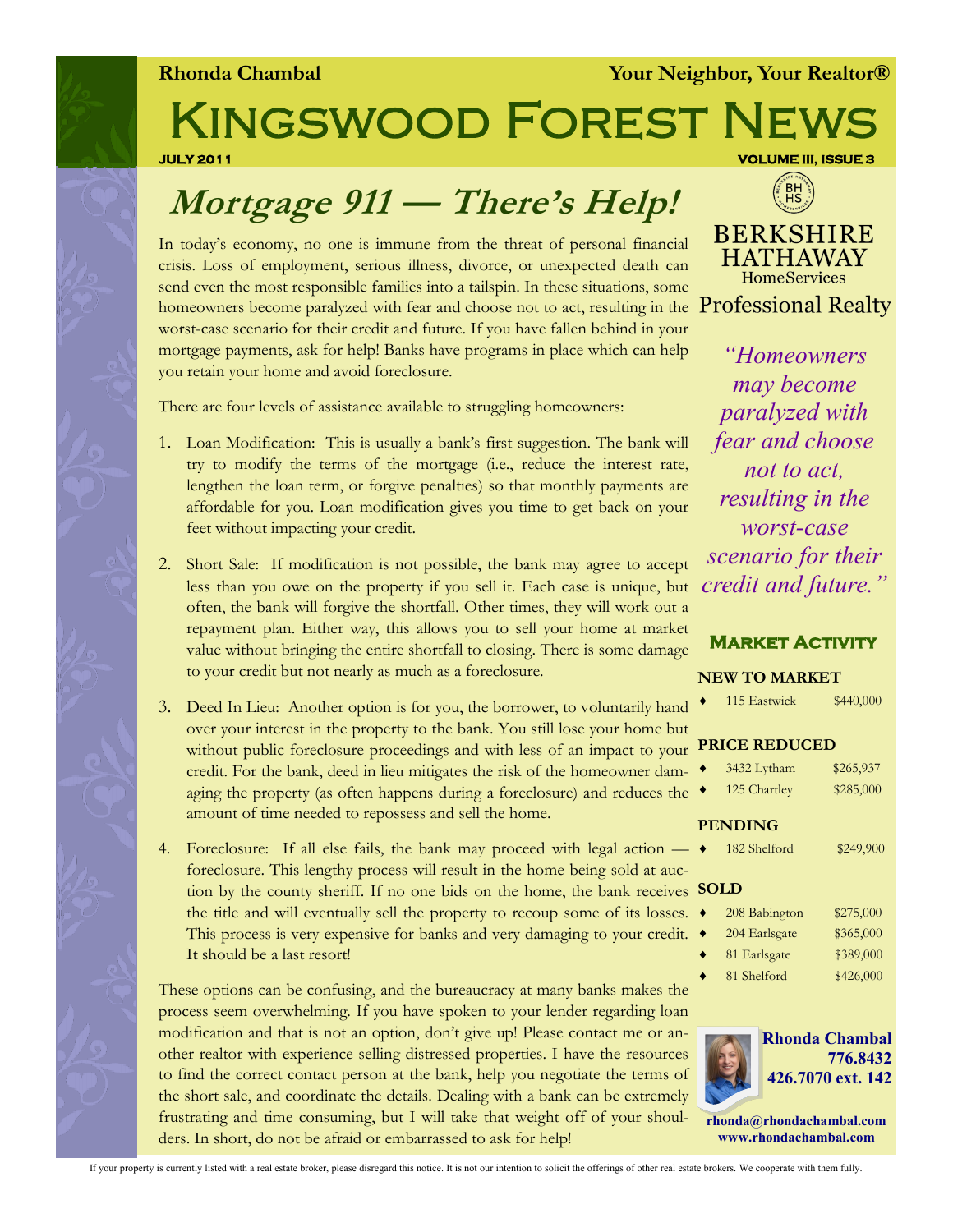**Rhonda Chambal** **Your Neighbor, Your Realtor®**

# Kingswood Forest News

**JULY 2011** **VOLUME III, ISSUE 3**

## *Mortgage 911 — There's Help!*

In today's economy, no one is immune from the threat of personal financial crisis. Loss of employment, serious illness, divorce, or unexpected death can send even the most responsible families into a tailspin. In these situations, some homeowners become paralyzed with fear and choose not to act, resulting in the worst-case scenario for their credit and future. If you have fallen behind in your mortgage payments, ask for help! Banks have programs in place which can help you retain your home and avoid foreclosure.

There are four levels of assistance available to struggling homeowners:

1. Loan Modification: This is usually a bank's first suggestion. The bank will try to modify the terms of the mortgage (i.e., reduce the interest rate, lengthen the loan term, or forgive penalties) so that monthly payments are affordable for you. Loan modification gives you time to get back on your feet without impacting your credit.
2. Short Sale: If modification is not possible, the bank may agree to accept less than you owe on the property if you sell it. Each case is unique, but often, the bank will forgive the shortfall. Other times, they will work out a repayment plan. Either way, this allows you to sell your home at market value without bringing the entire shortfall to closing. There is some damage to your credit but not nearly as much as a foreclosure.
3. Deed In Lieu: Another option is for you, the borrower, to voluntarily hand over your interest in the property to the bank. You still lose your home but without public foreclosure proceedings and with less of an impact to your credit. For the bank, deed in lieu mitigates the risk of the homeowner damaging the property (as often happens during a foreclosure) and reduces the amount of time needed to repossess and sell the home.
4. Foreclosure: If all else fails, the bank may proceed with legal action — foreclosure. This lengthy process will result in the home being sold at auction by the county sheriff. If no one bids on the home, the bank receives the title and will eventually sell the property to recoup some of its losses. This process is very expensive for banks and very damaging to your credit. It should be a last resort!

These options can be confusing, and the bureaucracy at many banks makes the process seem overwhelming. If you have spoken to your lender regarding loan modification and that is not an option, don't give up! Please contact me or another realtor with experience selling distressed properties. I have the resources to find the correct contact person at the bank, help you negotiate the terms of the short sale, and coordinate the details. Dealing with a bank can be extremely frustrating and time consuming, but I will take that weight off of your shoulders. In short, do not be afraid or embarrassed to ask for help!

BERKSHIRE HATHAWAY HomeServices Professional Realty

*"Homeowners may become paralyzed with fear and choose not to act, resulting in the worst-case scenario for their credit and future."*

### Market Activity

**NEW TO MARKET**

- 115 Eastwick $440,000

**PRICE REDUCED**

- 3432 Lytham $265,937
- 125 Chartley $285,000

**PENDING**

- 182 Shelford $249,900

**SOLD**

- 208 Babington $275,000
- 204 Earlsgate $365,000
- 81 Earlsgate $389,000
- 81 Shelford $426,000

**Rhonda Chambal**
**776.8432**
**426.7070 ext. 142**

**rhonda@rhondachambal.com**
**www.rhondachambal.com**

If your property is currently listed with a real estate broker, please disregard this notice. It is not our intention to solicit the offerings of other real estate brokers. We cooperate with them fully.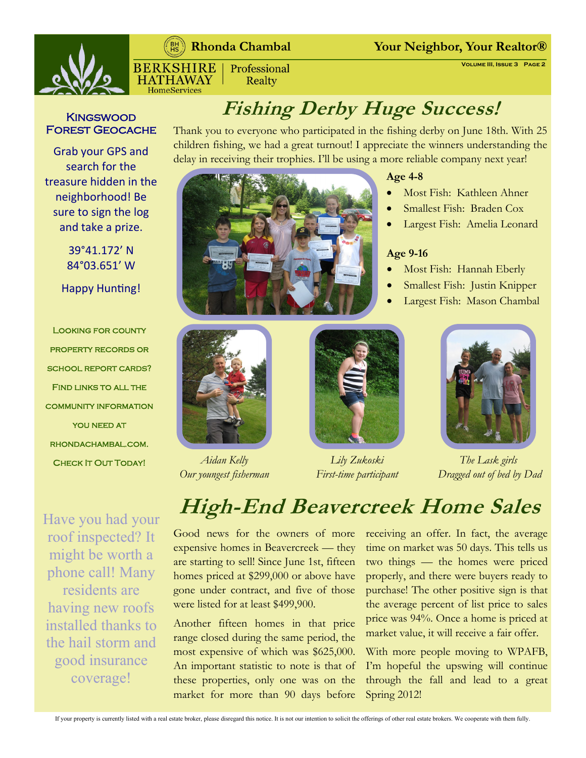Rhonda Chambal

BERKSHIRE HATHAWAY HomeServices | Professional Realty

Your Neighbor, Your Realtor®

## Kingswood Forest Geocache

Grab your GPS and search for the treasure hidden in the neighborhood! Be sure to sign the log and take a prize.

39°41.172' N
84°03.651' W

Happy Hunting!

Looking for county property records or school report cards? Find links to all the community information you need at rhondachambal.com. Check It Out Today!

Have you had your roof inspected? It might be worth a phone call! Many residents are having new roofs installed thanks to the hail storm and good insurance coverage!

# Fishing Derby Huge Success!

Thank you to everyone who participated in the fishing derby on June 18th. With 25 children fishing, we had a great turnout! I appreciate the winners understanding the delay in receiving their trophies. I'll be using a more reliable company next year!

**Age 4-8**

- Most Fish: Kathleen Ahner
- Smallest Fish: Braden Cox
- Largest Fish: Amelia Leonard

**Age 9-16**

- Most Fish: Hannah Eberly
- Smallest Fish: Justin Knipper
- Largest Fish: Mason Chambal

*Aidan Kelly*
*Our youngest fisherman*

*Lily Zukoski*
*First-time participant*

*The Lask girls*
*Dragged out of bed by Dad*

# High-End Beavercreek Home Sales

Good news for the owners of more expensive homes in Beavercreek — they are starting to sell! Since June 1st, fifteen homes priced at $299,000 or above have gone under contract, and five of those were listed for at least $499,900.

Another fifteen homes in that price range closed during the same period, the most expensive of which was $625,000. An important statistic to note is that of these properties, only one was on the market for more than 90 days before receiving an offer. In fact, the average time on market was 50 days. This tells us two things — the homes were priced properly, and there were buyers ready to purchase! The other positive sign is that the average percent of list price to sales price was 94%. Once a home is priced at market value, it will receive a fair offer.

With more people moving to WPAFB, I'm hopeful the upswing will continue through the fall and lead to a great Spring 2012!

If your property is currently listed with a real estate broker, please disregard this notice. It is not our intention to solicit the offerings of other real estate brokers. We cooperate with them fully.